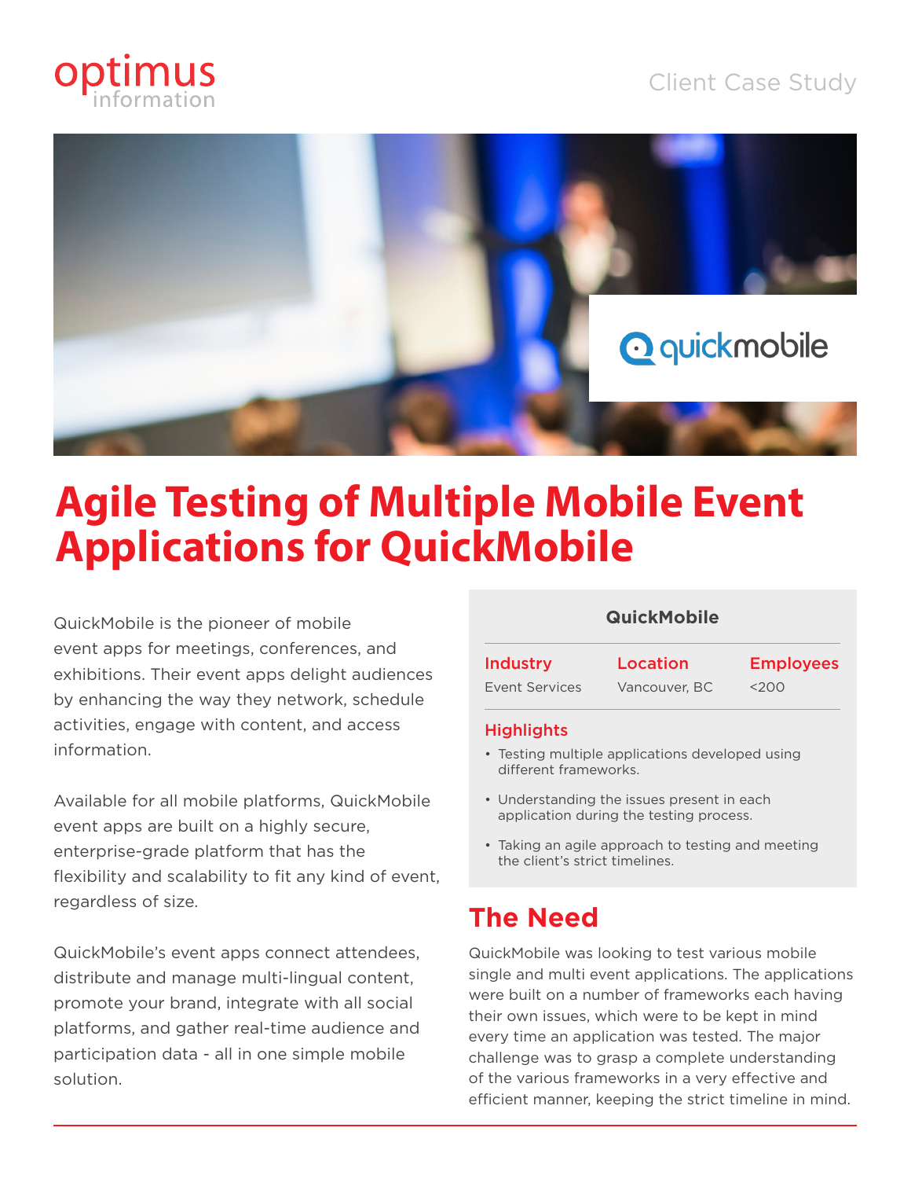optimus information

Client Case Study

# Agile Testing of Multiple Mobile Event Applications for QuickMobile

QuickMobile is the pioneer of mobile event apps for meetings, conferences, and exhibitions. Their event apps delight audiences by enhancing the way they network, schedule activities, engage with content, and access information.

Available for all mobile platforms, QuickMobile event apps are built on a highly secure, enterprise-grade platform that has the flexibility and scalability to fit any kind of event, regardless of size.

QuickMobile's event apps connect attendees, distribute and manage multi-lingual content, promote your brand, integrate with all social platforms, and gather real-time audience and participation data - all in one simple mobile solution.

**QuickMobile**

| Industry | Location | Employees |
| --- | --- | --- |
| Event Services | Vancouver, BC | <200 |

### Highlights

- Testing multiple applications developed using different frameworks.
- Understanding the issues present in each application during the testing process.
- Taking an agile approach to testing and meeting the client's strict timelines.

## The Need

QuickMobile was looking to test various mobile single and multi event applications. The applications were built on a number of frameworks each having their own issues, which were to be kept in mind every time an application was tested. The major challenge was to grasp a complete understanding of the various frameworks in a very effective and efficient manner, keeping the strict timeline in mind.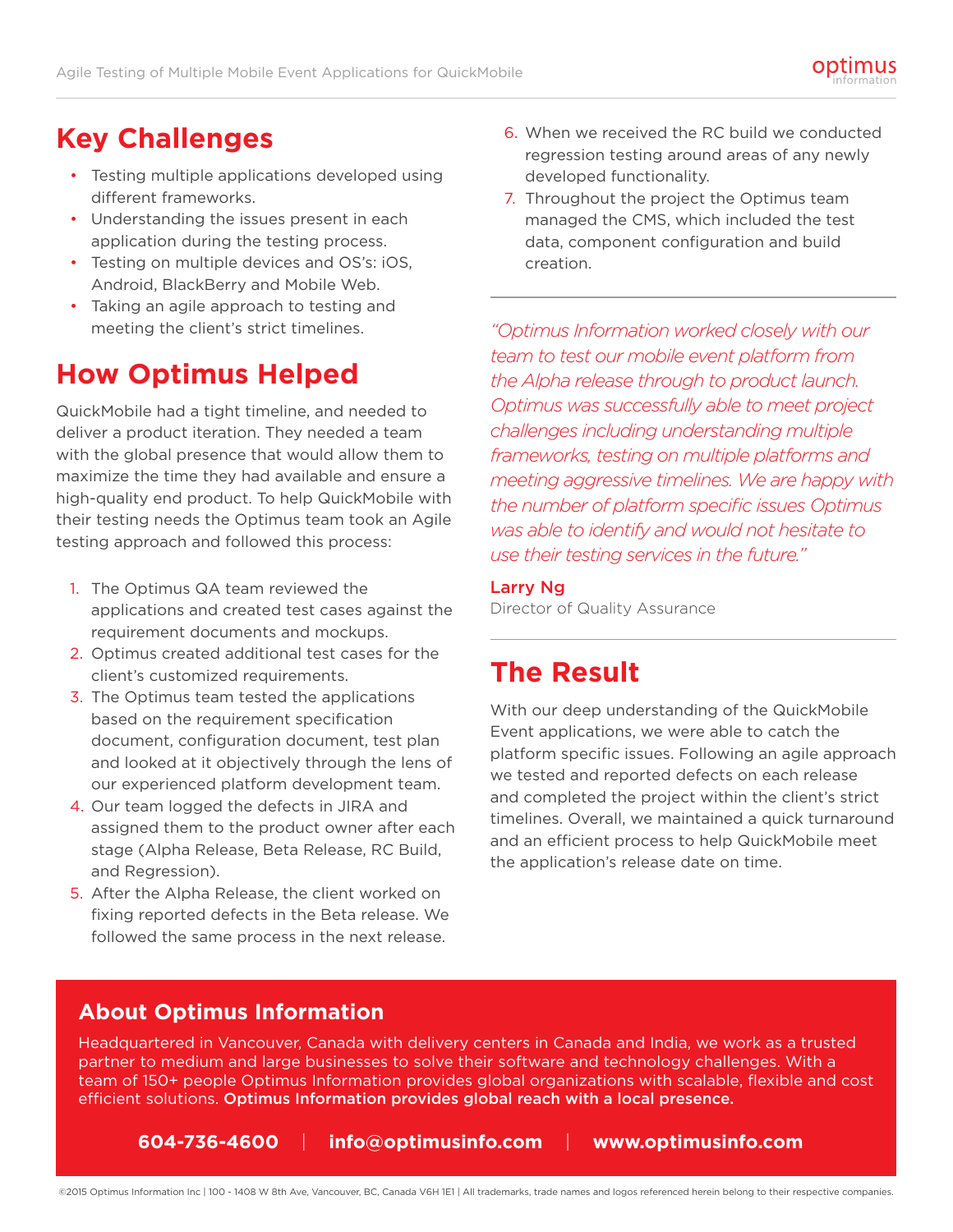## Key Challenges

- Testing multiple applications developed using different frameworks.
- Understanding the issues present in each application during the testing process.
- Testing on multiple devices and OS's: iOS, Android, BlackBerry and Mobile Web.
- Taking an agile approach to testing and meeting the client's strict timelines.

## How Optimus Helped

QuickMobile had a tight timeline, and needed to deliver a product iteration. They needed a team with the global presence that would allow them to maximize the time they had available and ensure a high-quality end product. To help QuickMobile with their testing needs the Optimus team took an Agile testing approach and followed this process:

1. The Optimus QA team reviewed the applications and created test cases against the requirement documents and mockups.
2. Optimus created additional test cases for the client's customized requirements.
3. The Optimus team tested the applications based on the requirement specification document, configuration document, test plan and looked at it objectively through the lens of our experienced platform development team.
4. Our team logged the defects in JIRA and assigned them to the product owner after each stage (Alpha Release, Beta Release, RC Build, and Regression).
5. After the Alpha Release, the client worked on fixing reported defects in the Beta release. We followed the same process in the next release.
6. When we received the RC build we conducted regression testing around areas of any newly developed functionality.
7. Throughout the project the Optimus team managed the CMS, which included the test data, component configuration and build creation.

---

*"Optimus Information worked closely with our team to test our mobile event platform from the Alpha release through to product launch. Optimus was successfully able to meet project challenges including understanding multiple frameworks, testing on multiple platforms and meeting aggressive timelines. We are happy with the number of platform specific issues Optimus was able to identify and would not hesitate to use their testing services in the future."*

**Larry Ng**
Director of Quality Assurance

---

## The Result

With our deep understanding of the QuickMobile Event applications, we were able to catch the platform specific issues. Following an agile approach we tested and reported defects on each release and completed the project within the client's strict timelines. Overall, we maintained a quick turnaround and an efficient process to help QuickMobile meet the application's release date on time.

## About Optimus Information

Headquartered in Vancouver, Canada with delivery centers in Canada and India, we work as a trusted partner to medium and large businesses to solve their software and technology challenges. With a team of 150+ people Optimus Information provides global organizations with scalable, flexible and cost efficient solutions. **Optimus Information provides global reach with a local presence.**

**604-736-4600** | **info@optimusinfo.com** | **www.optimusinfo.com**

©2015 Optimus Information Inc | 100 - 1408 W 8th Ave, Vancouver, BC, Canada V6H 1E1 | All trademarks, trade names and logos referenced herein belong to their respective companies.